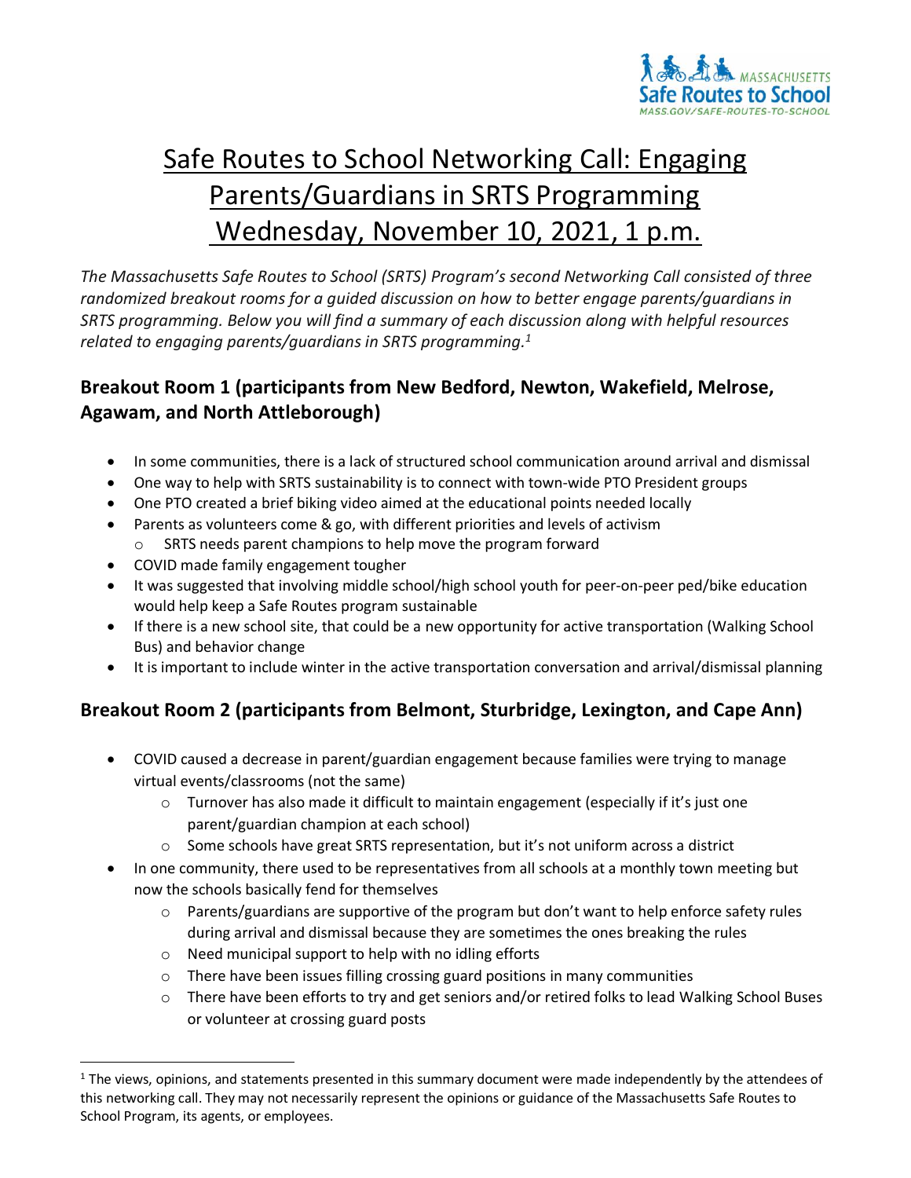# Safe Routes to School Networking Call: Engaging Parents/Guardians in SRTS Programming Wednesday, November 10, 2021, 1 p.m.

*The Massachusetts Safe Routes to School (SRTS) Program's second Networking Call consisted of three randomized breakout rooms for a guided discussion on how to better engage parents/guardians in SRTS programming. Below you will find a summary of each discussion along with helpful resources related to engaging parents/guardians in SRTS programming.*[1]

## Breakout Room 1 (participants from New Bedford, Newton, Wakefield, Melrose, Agawam, and North Attleborough)

- In some communities, there is a lack of structured school communication around arrival and dismissal
- One way to help with SRTS sustainability is to connect with town-wide PTO President groups
- One PTO created a brief biking video aimed at the educational points needed locally
- Parents as volunteers come & go, with different priorities and levels of activism
  - SRTS needs parent champions to help move the program forward
- COVID made family engagement tougher
- It was suggested that involving middle school/high school youth for peer-on-peer ped/bike education would help keep a Safe Routes program sustainable
- If there is a new school site, that could be a new opportunity for active transportation (Walking School Bus) and behavior change
- It is important to include winter in the active transportation conversation and arrival/dismissal planning

## Breakout Room 2 (participants from Belmont, Sturbridge, Lexington, and Cape Ann)

- COVID caused a decrease in parent/guardian engagement because families were trying to manage virtual events/classrooms (not the same)
  - Turnover has also made it difficult to maintain engagement (especially if it's just one parent/guardian champion at each school)
  - Some schools have great SRTS representation, but it's not uniform across a district
- In one community, there used to be representatives from all schools at a monthly town meeting but now the schools basically fend for themselves
  - Parents/guardians are supportive of the program but don't want to help enforce safety rules during arrival and dismissal because they are sometimes the ones breaking the rules
  - Need municipal support to help with no idling efforts
  - There have been issues filling crossing guard positions in many communities
  - There have been efforts to try and get seniors and/or retired folks to lead Walking School Buses or volunteer at crossing guard posts

[1] The views, opinions, and statements presented in this summary document were made independently by the attendees of this networking call. They may not necessarily represent the opinions or guidance of the Massachusetts Safe Routes to School Program, its agents, or employees.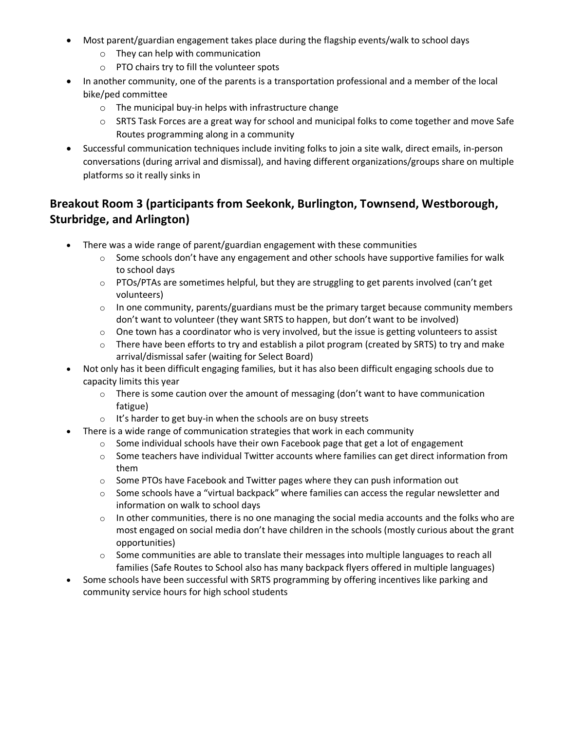- Most parent/guardian engagement takes place during the flagship events/walk to school days
  - They can help with communication
  - PTO chairs try to fill the volunteer spots
- In another community, one of the parents is a transportation professional and a member of the local bike/ped committee
  - The municipal buy-in helps with infrastructure change
  - SRTS Task Forces are a great way for school and municipal folks to come together and move Safe Routes programming along in a community
- Successful communication techniques include inviting folks to join a site walk, direct emails, in-person conversations (during arrival and dismissal), and having different organizations/groups share on multiple platforms so it really sinks in

## Breakout Room 3 (participants from Seekonk, Burlington, Townsend, Westborough, Sturbridge, and Arlington)

- There was a wide range of parent/guardian engagement with these communities
  - Some schools don't have any engagement and other schools have supportive families for walk to school days
  - PTOs/PTAs are sometimes helpful, but they are struggling to get parents involved (can't get volunteers)
  - In one community, parents/guardians must be the primary target because community members don't want to volunteer (they want SRTS to happen, but don't want to be involved)
  - One town has a coordinator who is very involved, but the issue is getting volunteers to assist
  - There have been efforts to try and establish a pilot program (created by SRTS) to try and make arrival/dismissal safer (waiting for Select Board)
- Not only has it been difficult engaging families, but it has also been difficult engaging schools due to capacity limits this year
  - There is some caution over the amount of messaging (don't want to have communication fatigue)
  - It's harder to get buy-in when the schools are on busy streets
- There is a wide range of communication strategies that work in each community
  - Some individual schools have their own Facebook page that get a lot of engagement
  - Some teachers have individual Twitter accounts where families can get direct information from them
  - Some PTOs have Facebook and Twitter pages where they can push information out
  - Some schools have a "virtual backpack" where families can access the regular newsletter and information on walk to school days
  - In other communities, there is no one managing the social media accounts and the folks who are most engaged on social media don't have children in the schools (mostly curious about the grant opportunities)
  - Some communities are able to translate their messages into multiple languages to reach all families (Safe Routes to School also has many backpack flyers offered in multiple languages)
- Some schools have been successful with SRTS programming by offering incentives like parking and community service hours for high school students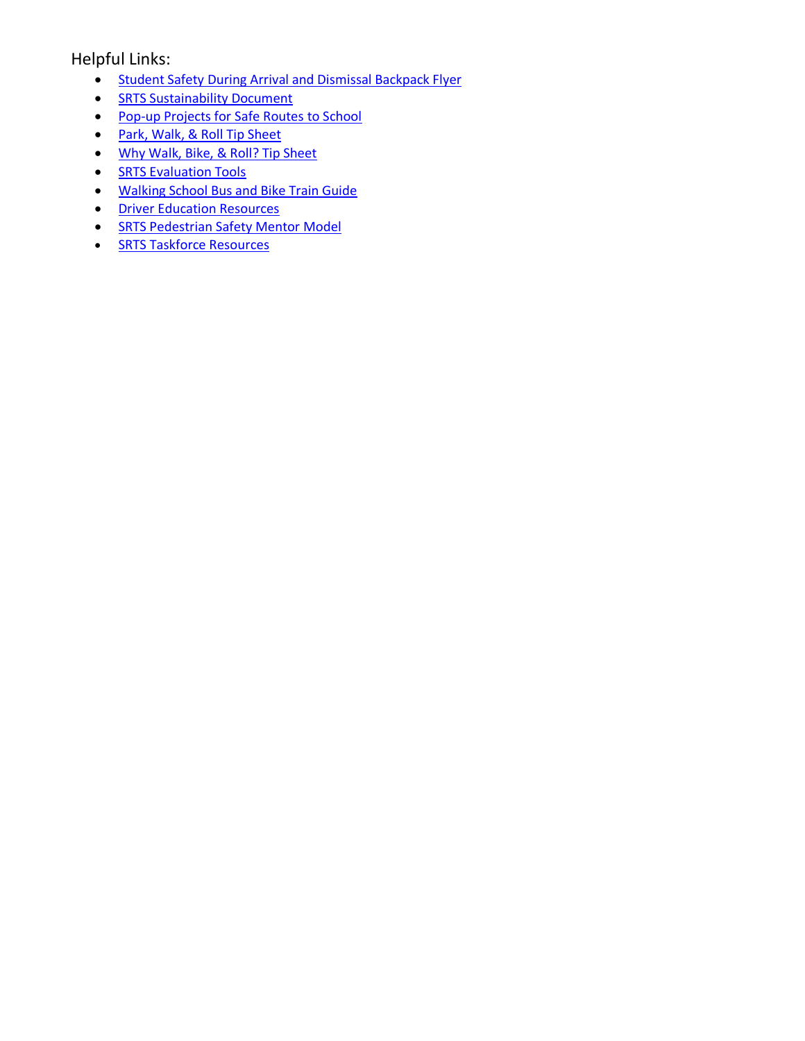Helpful Links:

- Student Safety During Arrival and Dismissal Backpack Flyer
- SRTS Sustainability Document
- Pop-up Projects for Safe Routes to School
- Park, Walk, & Roll Tip Sheet
- Why Walk, Bike, & Roll? Tip Sheet
- SRTS Evaluation Tools
- Walking School Bus and Bike Train Guide
- Driver Education Resources
- SRTS Pedestrian Safety Mentor Model
- SRTS Taskforce Resources